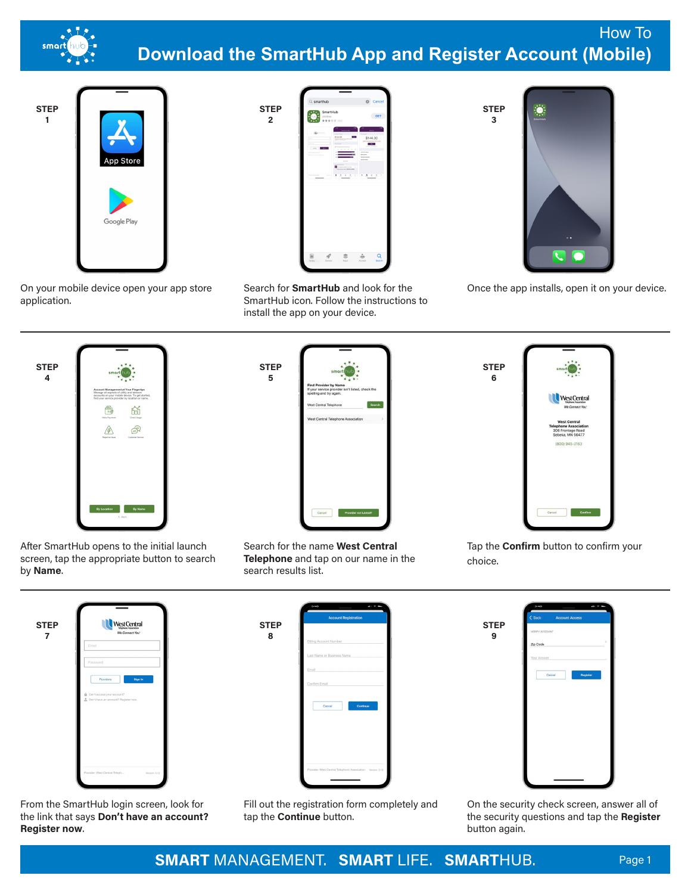# How To
# Download the SmartHub App and Register Account (Mobile)

**STEP 1**

On your mobile device open your app store application.

**STEP 2**

Search for **SmartHub** and look for the SmartHub icon. Follow the instructions to install the app on your device.

**STEP 3**

Once the app installs, open it on your device.

---

**STEP 4**

After SmartHub opens to the initial launch screen, tap the appropriate button to search by **Name**.

**STEP 5**

Search for the name **West Central Telephone** and tap on our name in the search results list.

**STEP 6**

Tap the **Confirm** button to confirm your choice.

---

**STEP 7**

From the SmartHub login screen, look for the link that says **Don't have an account? Register now**.

**STEP 8**

Fill out the registration form completely and tap the **Continue** button.

**STEP 9**

On the security check screen, answer all of the security questions and tap the **Register** button again.

**SMART** MANAGEMENT. **SMART** LIFE. **SMART**HUB.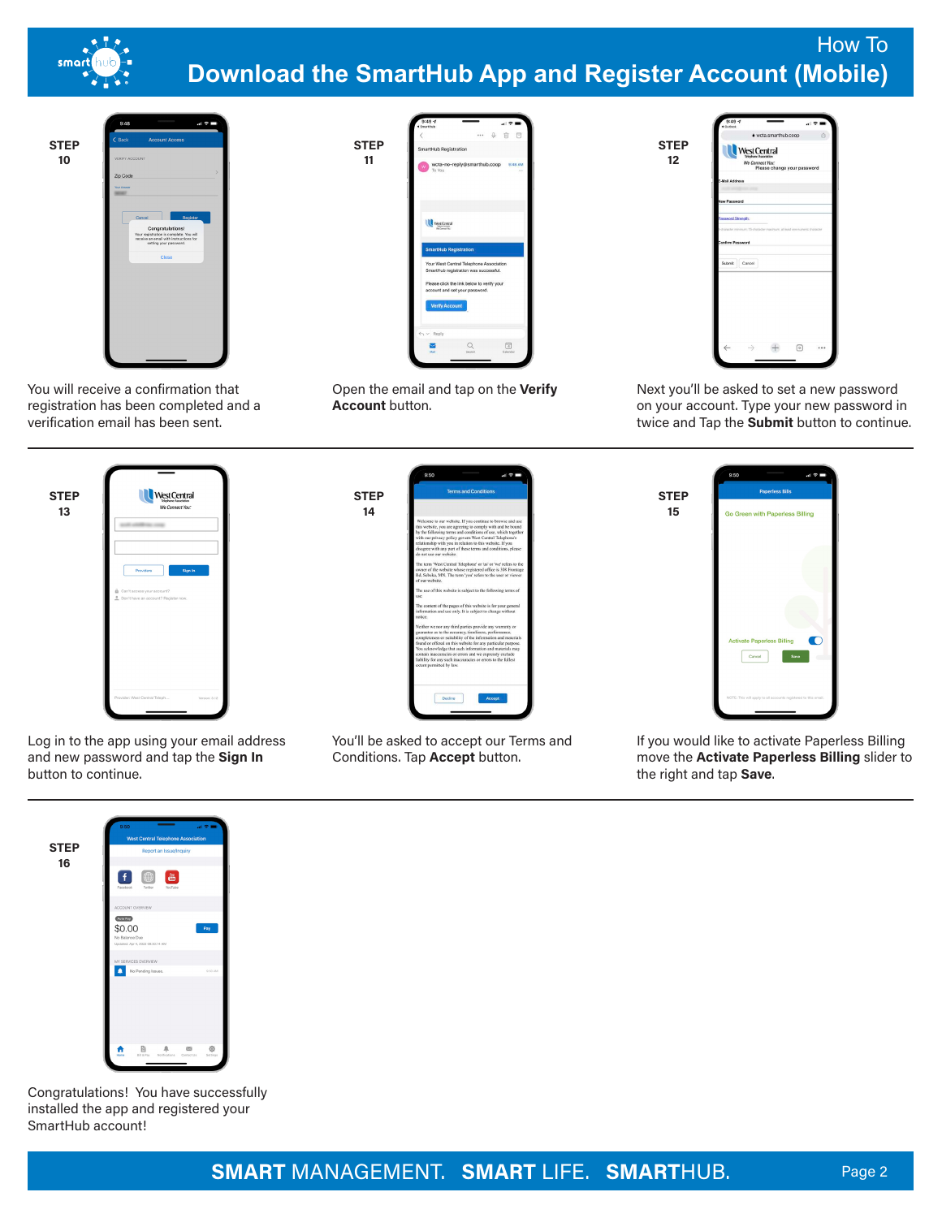# How To
# Download the SmartHub App and Register Account (Mobile)

**STEP 10**

You will receive a confirmation that registration has been completed and a verification email has been sent.

**STEP 11**

Open the email and tap on the **Verify Account** button.

**STEP 12**

Next you'll be asked to set a new password on your account. Type your new password in twice and Tap the **Submit** button to continue.

**STEP 13**

Log in to the app using your email address and new password and tap the **Sign In** button to continue.

**STEP 14**

You'll be asked to accept our Terms and Conditions. Tap **Accept** button.

**STEP 15**

If you would like to activate Paperless Billing move the **Activate Paperless Billing** slider to the right and tap **Save**.

**STEP 16**

Congratulations! You have successfully installed the app and registered your SmartHub account!

**SMART** MANAGEMENT. **SMART** LIFE. **SMART**HUB.